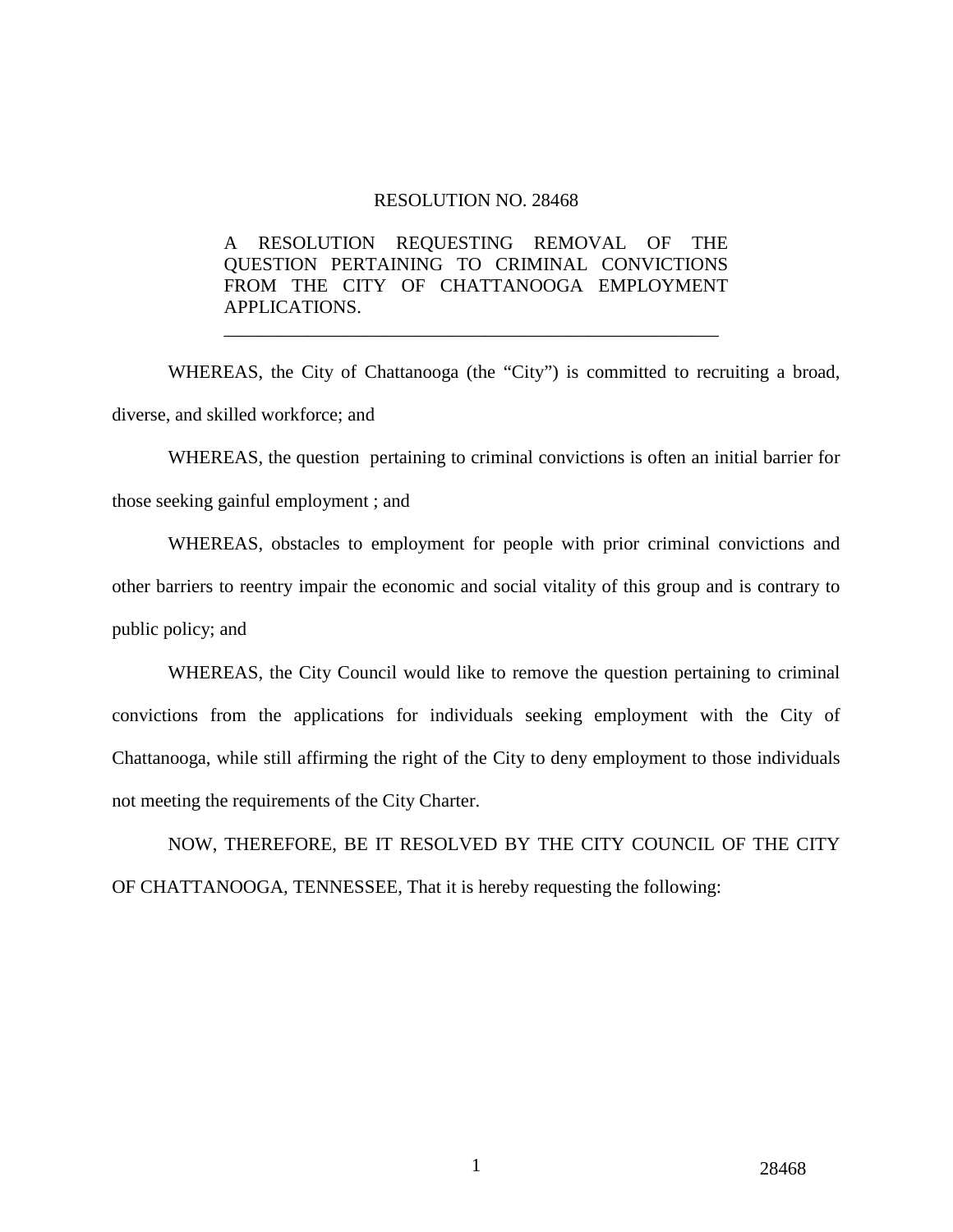RESOLUTION NO. 28468

A RESOLUTION REQUESTING REMOVAL OF THE QUESTION PERTAINING TO CRIMINAL CONVICTIONS FROM THE CITY OF CHATTANOOGA EMPLOYMENT APPLICATIONS.

---

WHEREAS, the City of Chattanooga (the "City") is committed to recruiting a broad, diverse, and skilled workforce; and

WHEREAS, the question pertaining to criminal convictions is often an initial barrier for those seeking gainful employment ; and

WHEREAS, obstacles to employment for people with prior criminal convictions and other barriers to reentry impair the economic and social vitality of this group and is contrary to public policy; and

WHEREAS, the City Council would like to remove the question pertaining to criminal convictions from the applications for individuals seeking employment with the City of Chattanooga, while still affirming the right of the City to deny employment to those individuals not meeting the requirements of the City Charter.

NOW, THEREFORE, BE IT RESOLVED BY THE CITY COUNCIL OF THE CITY OF CHATTANOOGA, TENNESSEE, That it is hereby requesting the following: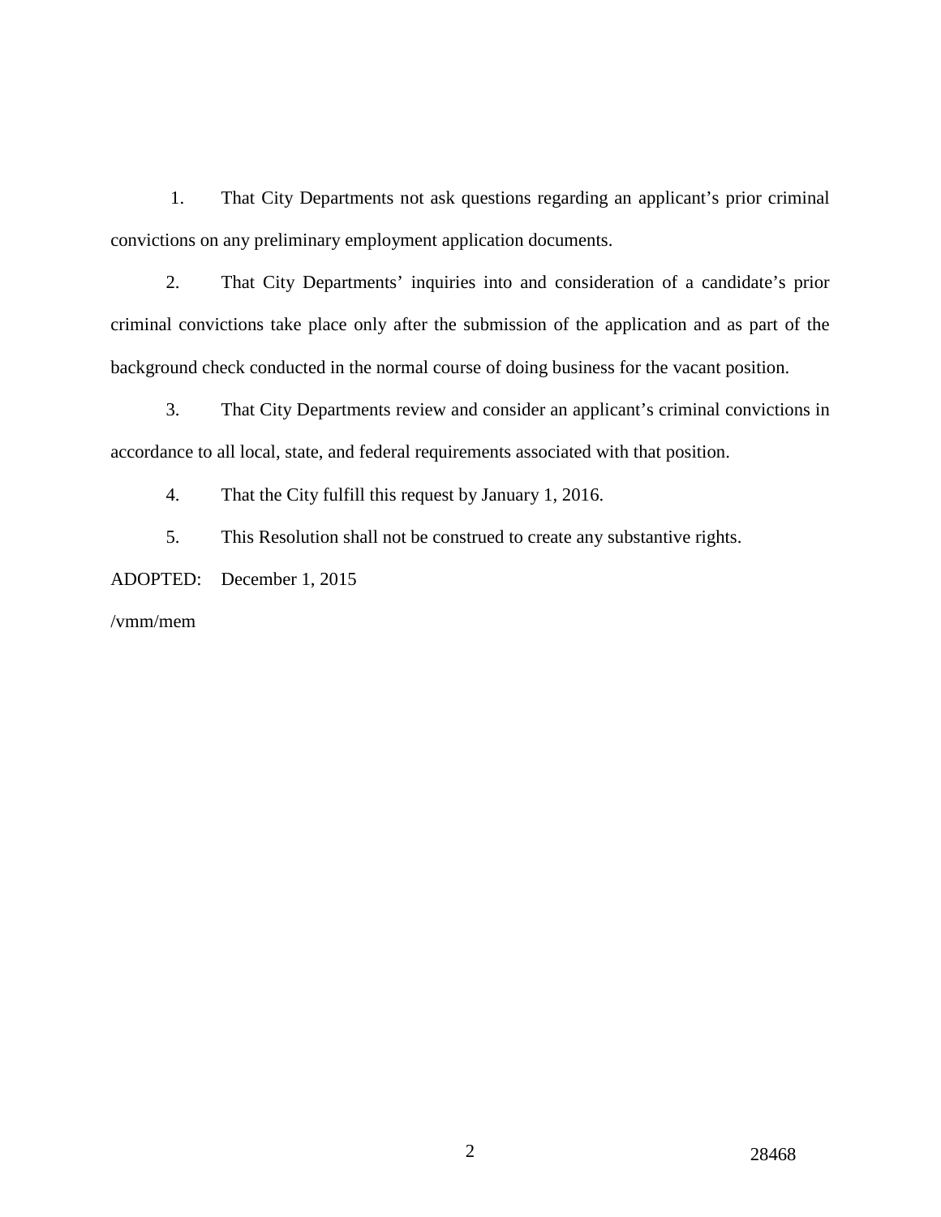1. That City Departments not ask questions regarding an applicant's prior criminal convictions on any preliminary employment application documents.

2. That City Departments' inquiries into and consideration of a candidate's prior criminal convictions take place only after the submission of the application and as part of the background check conducted in the normal course of doing business for the vacant position.

3. That City Departments review and consider an applicant's criminal convictions in accordance to all local, state, and federal requirements associated with that position.

4. That the City fulfill this request by January 1, 2016.

5. This Resolution shall not be construed to create any substantive rights.

ADOPTED: December 1, 2015

/vmm/mem

28468